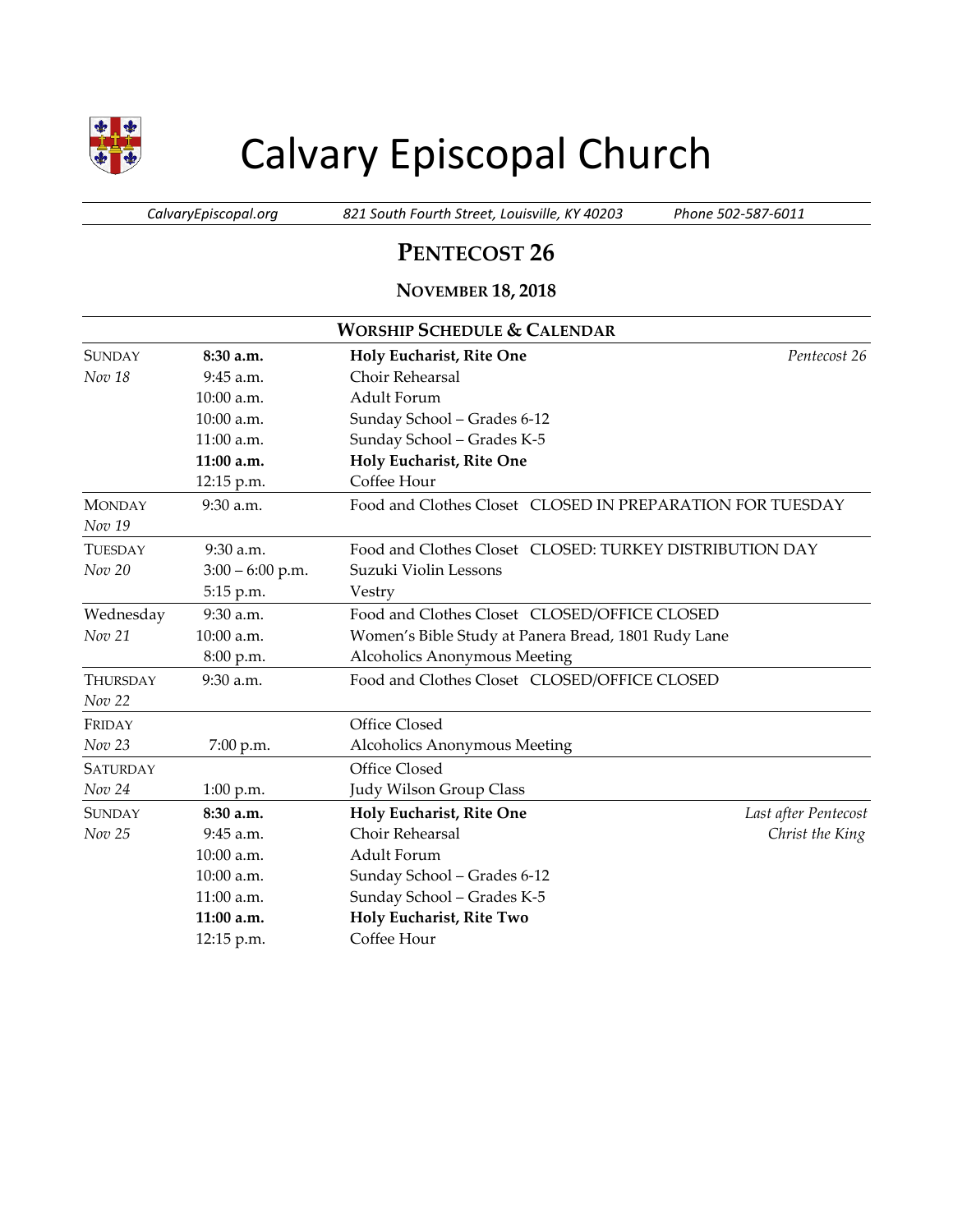# Calvary Episcopal Church

*CalvaryEpiscopal.org* | *821 South Fourth Street, Louisville, KY 40203* | *Phone 502-587-6011*

## PENTECOST 26

### NOVEMBER 18, 2018

### WORSHIP SCHEDULE & CALENDAR

| Day | Time | Event | |
|---|---|---|---|
| SUNDAY | **8:30 a.m.** | **Holy Eucharist, Rite One** | *Pentecost 26* |
| *Nov 18* | 9:45 a.m. | Choir Rehearsal | |
| | 10:00 a.m. | Adult Forum | |
| | 10:00 a.m. | Sunday School – Grades 6-12 | |
| | 11:00 a.m. | Sunday School – Grades K-5 | |
| | **11:00 a.m.** | **Holy Eucharist, Rite One** | |
| | 12:15 p.m. | Coffee Hour | |
| MONDAY *Nov 19* | 9:30 a.m. | Food and Clothes Closet CLOSED IN PREPARATION FOR TUESDAY | |
| TUESDAY | 9:30 a.m. | Food and Clothes Closet CLOSED: TURKEY DISTRIBUTION DAY | |
| *Nov 20* | 3:00 – 6:00 p.m. | Suzuki Violin Lessons | |
| | 5:15 p.m. | Vestry | |
| Wednesday | 9:30 a.m. | Food and Clothes Closet CLOSED/OFFICE CLOSED | |
| *Nov 21* | 10:00 a.m. | Women's Bible Study at Panera Bread, 1801 Rudy Lane | |
| | 8:00 p.m. | Alcoholics Anonymous Meeting | |
| THURSDAY *Nov 22* | 9:30 a.m. | Food and Clothes Closet CLOSED/OFFICE CLOSED | |
| FRIDAY | | Office Closed | |
| *Nov 23* | 7:00 p.m. | Alcoholics Anonymous Meeting | |
| SATURDAY | | Office Closed | |
| *Nov 24* | 1:00 p.m. | Judy Wilson Group Class | |
| SUNDAY | **8:30 a.m.** | **Holy Eucharist, Rite One** | *Last after Pentecost* |
| *Nov 25* | 9:45 a.m. | Choir Rehearsal | *Christ the King* |
| | 10:00 a.m. | Adult Forum | |
| | 10:00 a.m. | Sunday School – Grades 6-12 | |
| | 11:00 a.m. | Sunday School – Grades K-5 | |
| | **11:00 a.m.** | **Holy Eucharist, Rite Two** | |
| | 12:15 p.m. | Coffee Hour | |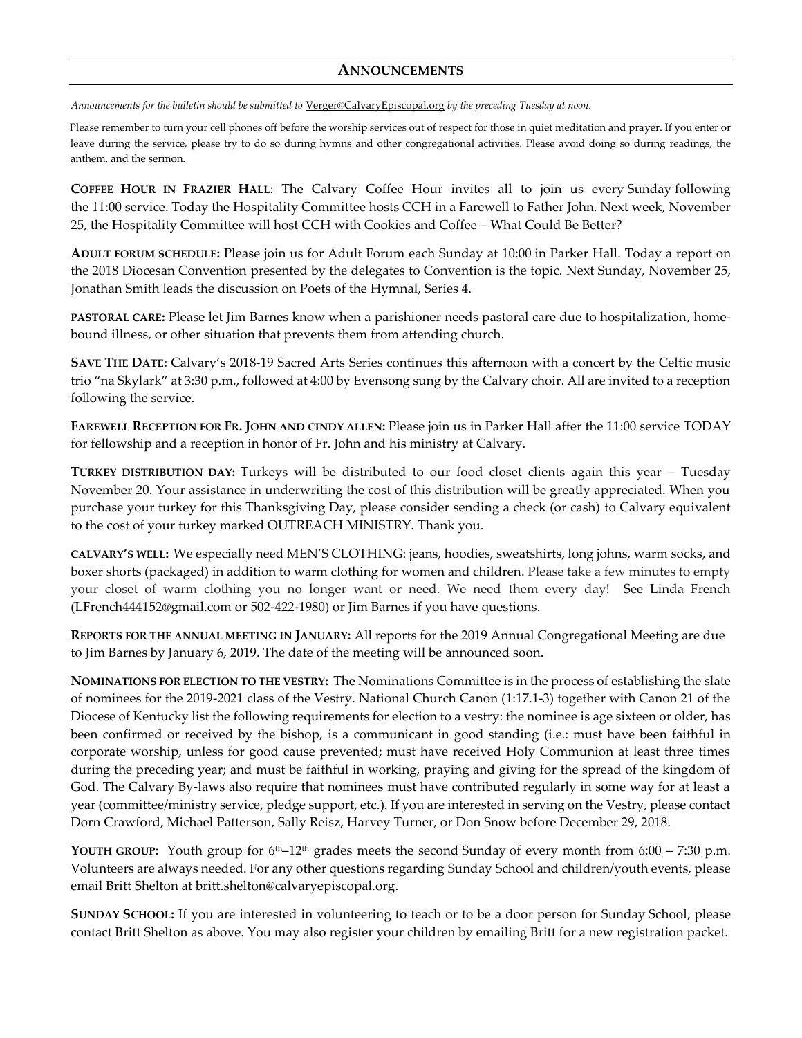## ANNOUNCEMENTS

*Announcements for the bulletin should be submitted to* Verger@CalvaryEpiscopal.org *by the preceding Tuesday at noon.*

Please remember to turn your cell phones off before the worship services out of respect for those in quiet meditation and prayer. If you enter or leave during the service, please try to do so during hymns and other congregational activities. Please avoid doing so during readings, the anthem, and the sermon.

**COFFEE HOUR IN FRAZIER HALL**: The Calvary Coffee Hour invites all to join us every Sunday following the 11:00 service. Today the Hospitality Committee hosts CCH in a Farewell to Father John. Next week, November 25, the Hospitality Committee will host CCH with Cookies and Coffee – What Could Be Better?

**ADULT FORUM SCHEDULE:** Please join us for Adult Forum each Sunday at 10:00 in Parker Hall. Today a report on the 2018 Diocesan Convention presented by the delegates to Convention is the topic. Next Sunday, November 25, Jonathan Smith leads the discussion on Poets of the Hymnal, Series 4.

**PASTORAL CARE:** Please let Jim Barnes know when a parishioner needs pastoral care due to hospitalization, home-bound illness, or other situation that prevents them from attending church.

**SAVE THE DATE:** Calvary's 2018-19 Sacred Arts Series continues this afternoon with a concert by the Celtic music trio "na Skylark" at 3:30 p.m., followed at 4:00 by Evensong sung by the Calvary choir. All are invited to a reception following the service.

**FAREWELL RECEPTION FOR FR. JOHN AND CINDY ALLEN:** Please join us in Parker Hall after the 11:00 service TODAY for fellowship and a reception in honor of Fr. John and his ministry at Calvary.

**TURKEY DISTRIBUTION DAY:** Turkeys will be distributed to our food closet clients again this year – Tuesday November 20. Your assistance in underwriting the cost of this distribution will be greatly appreciated. When you purchase your turkey for this Thanksgiving Day, please consider sending a check (or cash) to Calvary equivalent to the cost of your turkey marked OUTREACH MINISTRY. Thank you.

**CALVARY'S WELL:** We especially need MEN'S CLOTHING: jeans, hoodies, sweatshirts, long johns, warm socks, and boxer shorts (packaged) in addition to warm clothing for women and children. Please take a few minutes to empty your closet of warm clothing you no longer want or need. We need them every day! See Linda French (LFrench444152@gmail.com or 502-422-1980) or Jim Barnes if you have questions.

**REPORTS FOR THE ANNUAL MEETING IN JANUARY:** All reports for the 2019 Annual Congregational Meeting are due to Jim Barnes by January 6, 2019. The date of the meeting will be announced soon.

**NOMINATIONS FOR ELECTION TO THE VESTRY:** The Nominations Committee is in the process of establishing the slate of nominees for the 2019-2021 class of the Vestry. National Church Canon (1:17.1-3) together with Canon 21 of the Diocese of Kentucky list the following requirements for election to a vestry: the nominee is age sixteen or older, has been confirmed or received by the bishop, is a communicant in good standing (i.e.: must have been faithful in corporate worship, unless for good cause prevented; must have received Holy Communion at least three times during the preceding year; and must be faithful in working, praying and giving for the spread of the kingdom of God. The Calvary By-laws also require that nominees must have contributed regularly in some way for at least a year (committee/ministry service, pledge support, etc.). If you are interested in serving on the Vestry, please contact Dorn Crawford, Michael Patterson, Sally Reisz, Harvey Turner, or Don Snow before December 29, 2018.

**YOUTH GROUP:** Youth group for 6th–12th grades meets the second Sunday of every month from 6:00 – 7:30 p.m. Volunteers are always needed. For any other questions regarding Sunday School and children/youth events, please email Britt Shelton at britt.shelton@calvaryepiscopal.org.

**SUNDAY SCHOOL:** If you are interested in volunteering to teach or to be a door person for Sunday School, please contact Britt Shelton as above. You may also register your children by emailing Britt for a new registration packet.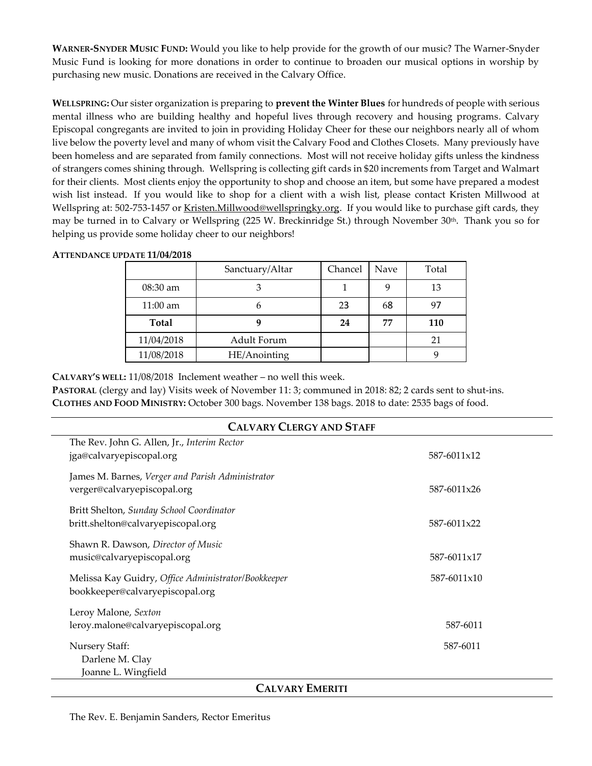**WARNER-SNYDER MUSIC FUND:** Would you like to help provide for the growth of our music? The Warner-Snyder Music Fund is looking for more donations in order to continue to broaden our musical options in worship by purchasing new music. Donations are received in the Calvary Office.

**WELLSPRING:** Our sister organization is preparing to **prevent the Winter Blues** for hundreds of people with serious mental illness who are building healthy and hopeful lives through recovery and housing programs. Calvary Episcopal congregants are invited to join in providing Holiday Cheer for these our neighbors nearly all of whom live below the poverty level and many of whom visit the Calvary Food and Clothes Closets. Many previously have been homeless and are separated from family connections. Most will not receive holiday gifts unless the kindness of strangers comes shining through. Wellspring is collecting gift cards in $20 increments from Target and Walmart for their clients. Most clients enjoy the opportunity to shop and choose an item, but some have prepared a modest wish list instead. If you would like to shop for a client with a wish list, please contact Kristen Millwood at Wellspring at: 502-753-1457 or Kristen.Millwood@wellspringky.org. If you would like to purchase gift cards, they may be turned in to Calvary or Wellspring (225 W. Breckinridge St.) through November 30th. Thank you so for helping us provide some holiday cheer to our neighbors!

**ATTENDANCE UPDATE 11/04/2018**

| | Sanctuary/Altar | Chancel | Nave | Total |
|---|---|---|---|---|
| 08:30 am | 3 | 1 | 9 | 13 |
| 11:00 am | 6 | 23 | 68 | 97 |
| **Total** | **9** | **24** | **77** | **110** |
| 11/04/2018 | Adult Forum | | | 21 |
| 11/08/2018 | HE/Anointing | | | 9 |

**CALVARY'S WELL:** 11/08/2018 Inclement weather – no well this week.
**PASTORAL** (clergy and lay) Visits week of November 11: 3; communed in 2018: 82; 2 cards sent to shut-ins.
**CLOTHES AND FOOD MINISTRY:** October 300 bags. November 138 bags. 2018 to date: 2535 bags of food.

## CALVARY CLERGY AND STAFF

The Rev. John G. Allen, Jr., *Interim Rector*
jga@calvaryepiscopal.org — 587-6011x12

James M. Barnes, *Verger and Parish Administrator*
verger@calvaryepiscopal.org — 587-6011x26

Britt Shelton, *Sunday School Coordinator*
britt.shelton@calvaryepiscopal.org — 587-6011x22

Shawn R. Dawson, *Director of Music*
music@calvaryepiscopal.org — 587-6011x17

Melissa Kay Guidry, *Office Administrator/Bookkeeper* — 587-6011x10
bookkeeper@calvaryepiscopal.org

Leroy Malone, *Sexton*
leroy.malone@calvaryepiscopal.org — 587-6011

Nursery Staff: — 587-6011
Darlene M. Clay
Joanne L. Wingfield

## CALVARY EMERITI

The Rev. E. Benjamin Sanders, Rector Emeritus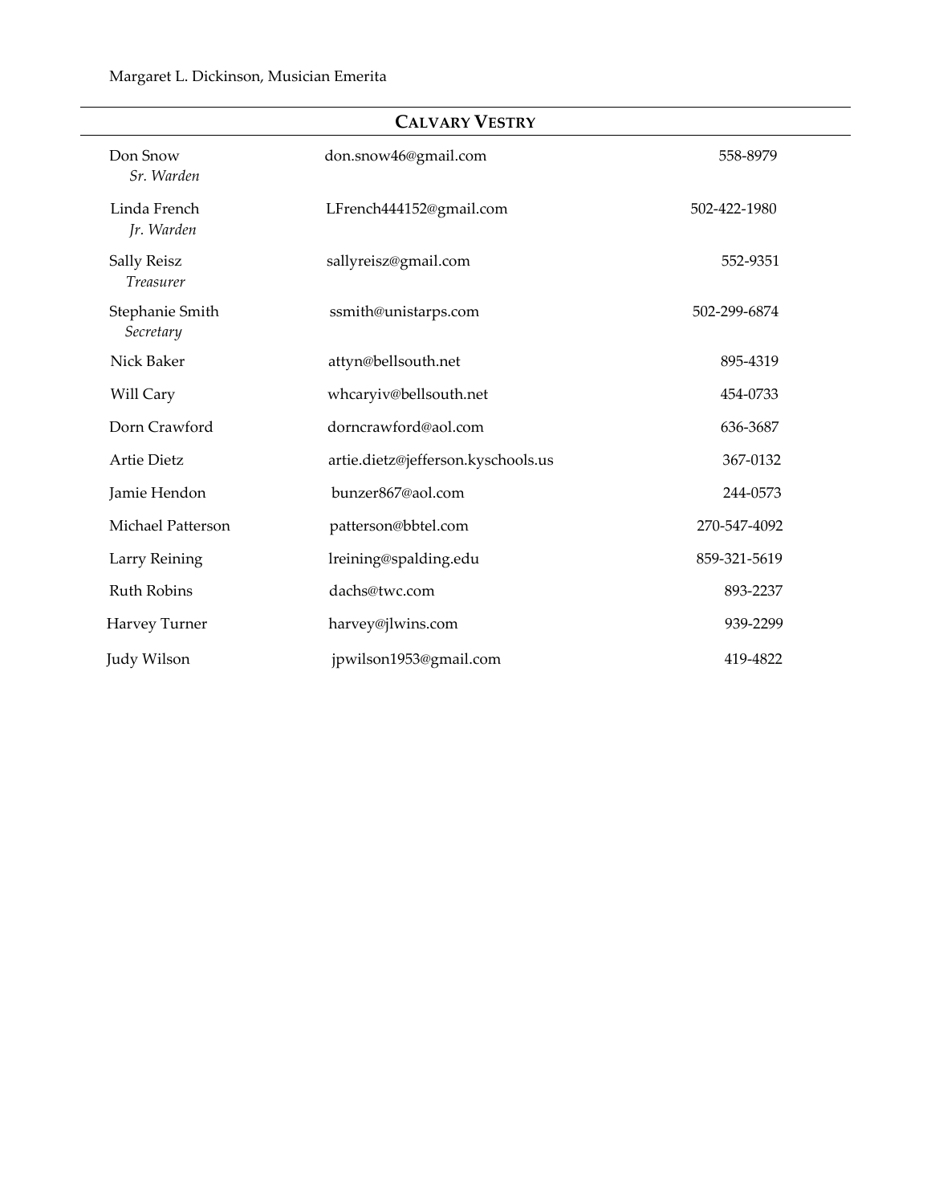Margaret L. Dickinson, Musician Emerita

## CALVARY VESTRY

| | | |
|---|---|---|
| Don Snow<br>*Sr. Warden* | don.snow46@gmail.com | 558-8979 |
| Linda French<br>*Jr. Warden* | LFrench444152@gmail.com | 502-422-1980 |
| Sally Reisz<br>*Treasurer* | sallyreisz@gmail.com | 552-9351 |
| Stephanie Smith<br>*Secretary* | ssmith@unistarps.com | 502-299-6874 |
| Nick Baker | attyn@bellsouth.net | 895-4319 |
| Will Cary | whcaryiv@bellsouth.net | 454-0733 |
| Dorn Crawford | dorncrawford@aol.com | 636-3687 |
| Artie Dietz | artie.dietz@jefferson.kyschools.us | 367-0132 |
| Jamie Hendon | bunzer867@aol.com | 244-0573 |
| Michael Patterson | patterson@bbtel.com | 270-547-4092 |
| Larry Reining | lreining@spalding.edu | 859-321-5619 |
| Ruth Robins | dachs@twc.com | 893-2237 |
| Harvey Turner | harvey@jlwins.com | 939-2299 |
| Judy Wilson | jpwilson1953@gmail.com | 419-4822 |